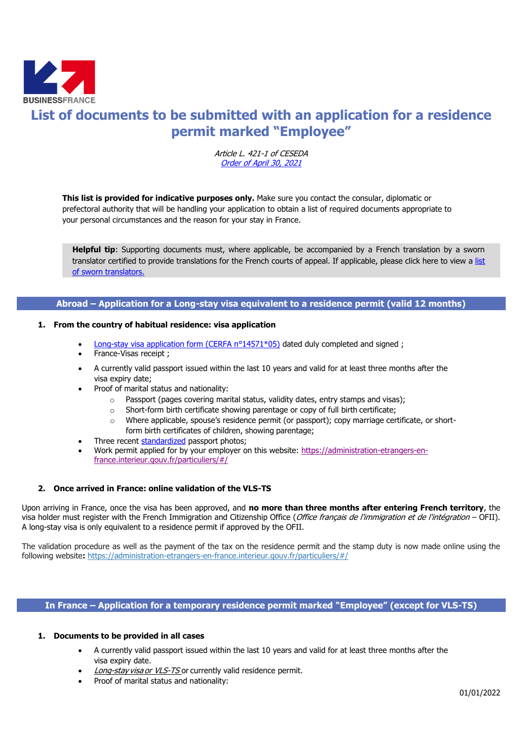BUSINESSFRANCE

# List of documents to be submitted with an application for a residence permit marked "Employee"

*Article L. 421-1 of CESEDA*
*Order of April 30, 2021*

**This list is provided for indicative purposes only.** Make sure you contact the consular, diplomatic or prefectoral authority that will be handling your application to obtain a list of required documents appropriate to your personal circumstances and the reason for your stay in France.

> **Helpful tip**: Supporting documents must, where applicable, be accompanied by a French translation by a sworn translator certified to provide translations for the French courts of appeal. If applicable, please click here to view a list of sworn translators.

## Abroad – Application for a Long-stay visa equivalent to a residence permit (valid 12 months)

### 1. From the country of habitual residence: visa application

- Long-stay visa application form (CERFA n°14571*05) dated duly completed and signed ;
- France-Visas receipt ;
- A currently valid passport issued within the last 10 years and valid for at least three months after the visa expiry date;
- Proof of marital status and nationality:
  - Passport (pages covering marital status, validity dates, entry stamps and visas);
  - Short-form birth certificate showing parentage or copy of full birth certificate;
  - Where applicable, spouse's residence permit (or passport); copy marriage certificate, or short-form birth certificates of children, showing parentage;
- Three recent standardized passport photos;
- Work permit applied for by your employer on this website: https://administration-etrangers-en-france.interieur.gouv.fr/particuliers/#/

### 2. Once arrived in France: online validation of the VLS-TS

Upon arriving in France, once the visa has been approved, and **no more than three months after entering French territory**, the visa holder must register with the French Immigration and Citizenship Office (*Office français de l'immigration et de l'intégration* – OFII). A long-stay visa is only equivalent to a residence permit if approved by the OFII.

The validation procedure as well as the payment of the tax on the residence permit and the stamp duty is now made online using the following website**:** https://administration-etrangers-en-france.interieur.gouv.fr/particuliers/#/

## In France – Application for a temporary residence permit marked "Employee" (except for VLS-TS)

### 1. Documents to be provided in all cases

- A currently valid passport issued within the last 10 years and valid for at least three months after the visa expiry date.
- *Long-stay visa or VLS-TS* or currently valid residence permit.
- Proof of marital status and nationality:

01/01/2022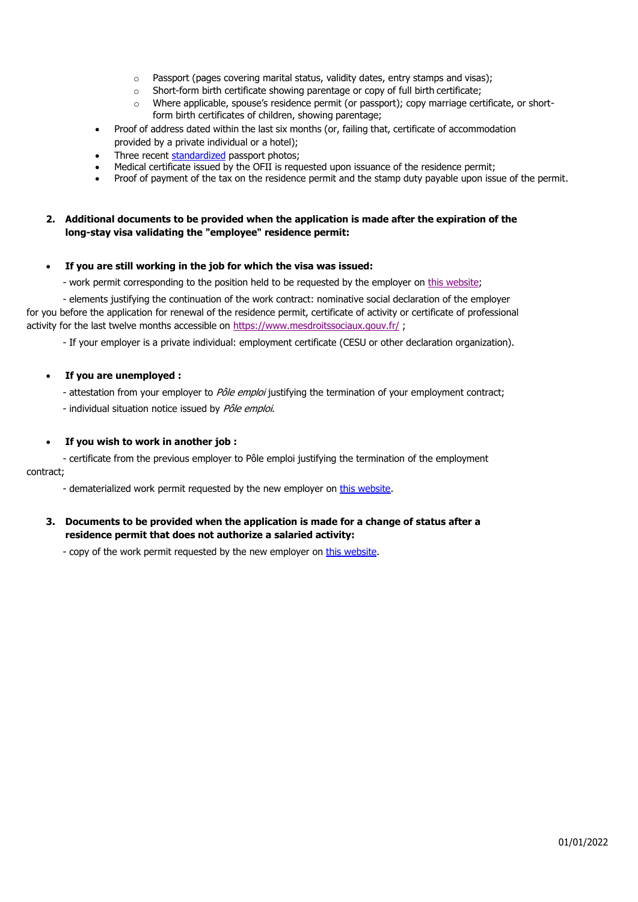- Passport (pages covering marital status, validity dates, entry stamps and visas);
  - Short-form birth certificate showing parentage or copy of full birth certificate;
  - Where applicable, spouse's residence permit (or passport); copy marriage certificate, or short-form birth certificates of children, showing parentage;
- Proof of address dated within the last six months (or, failing that, certificate of accommodation provided by a private individual or a hotel);
- Three recent standardized passport photos;
- Medical certificate issued by the OFII is requested upon issuance of the residence permit;
- Proof of payment of the tax on the residence permit and the stamp duty payable upon issue of the permit.

**2. Additional documents to be provided when the application is made after the expiration of the long-stay visa validating the "employee" residence permit:**

- **If you are still working in the job for which the visa was issued:**

  - work permit corresponding to the position held to be requested by the employer on this website;

  - elements justifying the continuation of the work contract: nominative social declaration of the employer for you before the application for renewal of the residence permit, certificate of activity or certificate of professional activity for the last twelve months accessible on https://www.mesdroitssociaux.gouv.fr/ ;

  - If your employer is a private individual: employment certificate (CESU or other declaration organization).

- **If you are unemployed :**

  - attestation from your employer to *Pôle emploi* justifying the termination of your employment contract;

  - individual situation notice issued by *Pôle emploi*.

- **If you wish to work in another job :**

  - certificate from the previous employer to Pôle emploi justifying the termination of the employment contract;

  - dematerialized work permit requested by the new employer on this website.

**3. Documents to be provided when the application is made for a change of status after a residence permit that does not authorize a salaried activity:**

- copy of the work permit requested by the new employer on this website.

01/01/2022